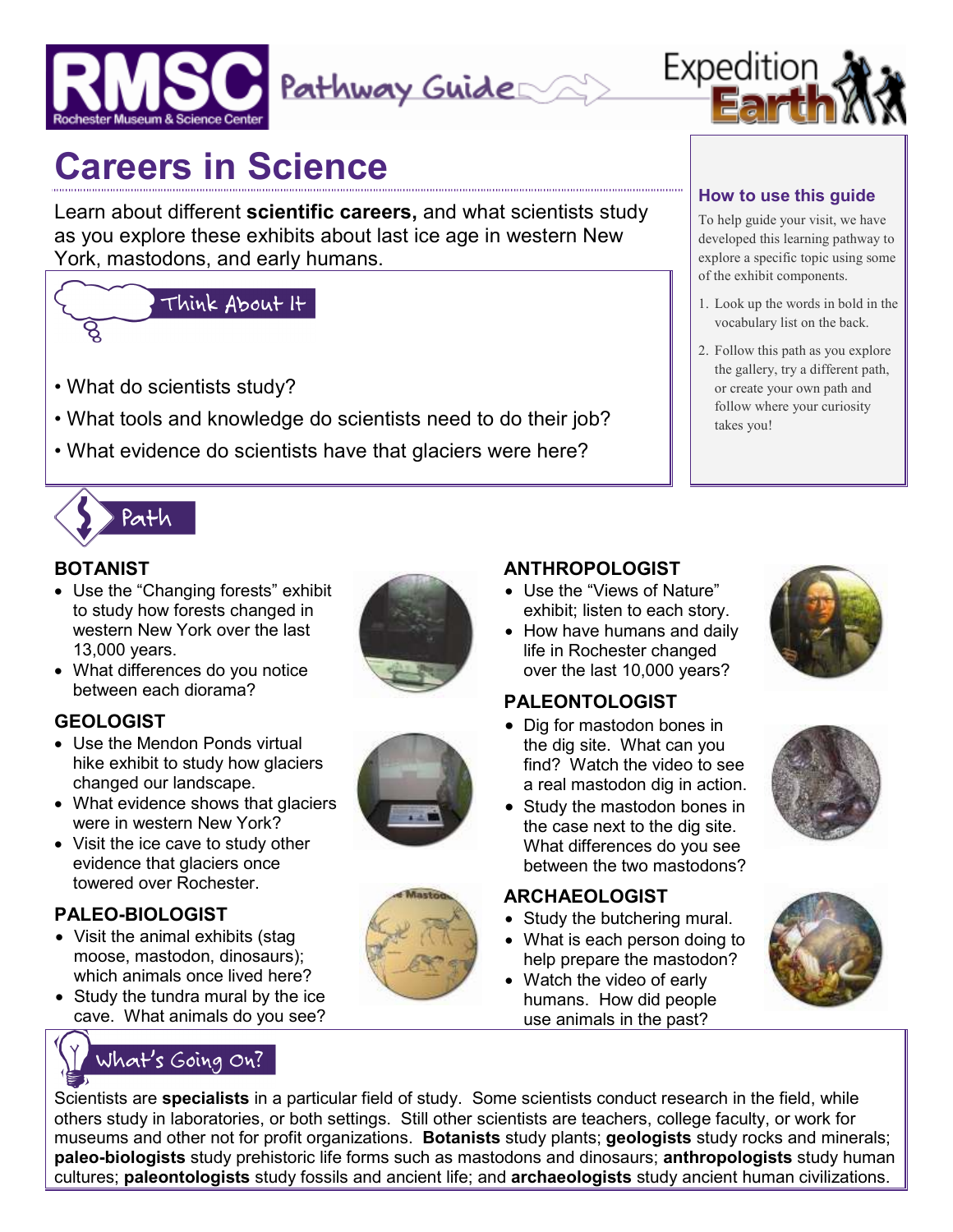RMSC Rochester Museum & Science Center — Pathway Guide — Expedition Earth

# Careers in Science

Learn about different **scientific careers,** and what scientists study as you explore these exhibits about last ice age in western New York, mastodons, and early humans.

## Think About It

- What do scientists study?
- What tools and knowledge do scientists need to do their job?
- What evidence do scientists have that glaciers were here?

### How to use this guide

To help guide your visit, we have developed this learning pathway to explore a specific topic using some of the exhibit components.

1. Look up the words in bold in the vocabulary list on the back.
2. Follow this path as you explore the gallery, try a different path, or create your own path and follow where your curiosity takes you!

## Path

### BOTANIST

- Use the "Changing forests" exhibit to study how forests changed in western New York over the last 13,000 years.
- What differences do you notice between each diorama?

### GEOLOGIST

- Use the Mendon Ponds virtual hike exhibit to study how glaciers changed our landscape.
- What evidence shows that glaciers were in western New York?
- Visit the ice cave to study other evidence that glaciers once towered over Rochester.

### PALEO-BIOLOGIST

- Visit the animal exhibits (stag moose, mastodon, dinosaurs); which animals once lived here?
- Study the tundra mural by the ice cave. What animals do you see?

### ANTHROPOLOGIST

- Use the "Views of Nature" exhibit; listen to each story.
- How have humans and daily life in Rochester changed over the last 10,000 years?

### PALEONTOLOGIST

- Dig for mastodon bones in the dig site. What can you find? Watch the video to see a real mastodon dig in action.
- Study the mastodon bones in the case next to the dig site. What differences do you see between the two mastodons?

### ARCHAEOLOGIST

- Study the butchering mural.
- What is each person doing to help prepare the mastodon?
- Watch the video of early humans. How did people use animals in the past?

## What's Going On?

Scientists are **specialists** in a particular field of study. Some scientists conduct research in the field, while others study in laboratories, or both settings. Still other scientists are teachers, college faculty, or work for museums and other not for profit organizations. **Botanists** study plants; **geologists** study rocks and minerals; **paleo-biologists** study prehistoric life forms such as mastodons and dinosaurs; **anthropologists** study human cultures; **paleontologists** study fossils and ancient life; and **archaeologists** study ancient human civilizations.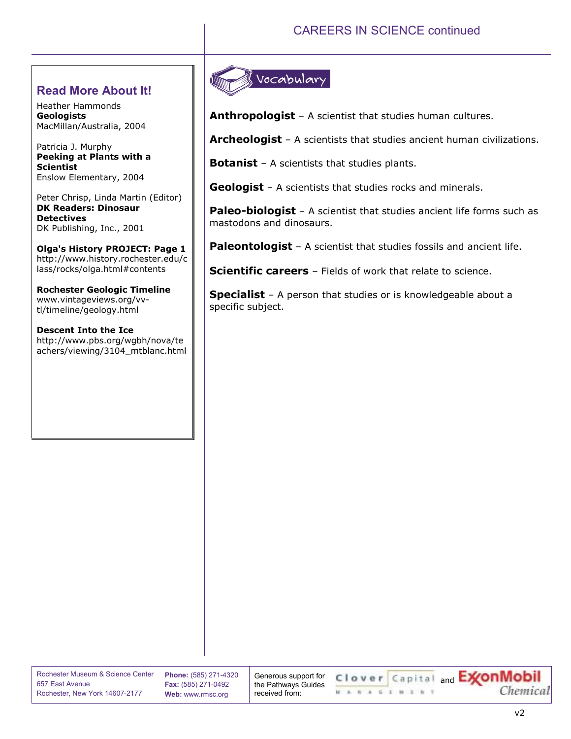## Read More About It!

Heather Hammonds
**Geologists**
MacMillan/Australia, 2004

Patricia J. Murphy
**Peeking at Plants with a Scientist**
Enslow Elementary, 2004

Peter Chrisp, Linda Martin (Editor)
**DK Readers: Dinosaur Detectives**
DK Publishing, Inc., 2001

**Olga's History PROJECT: Page 1**
http://www.history.rochester.edu/class/rocks/olga.html#contents

**Rochester Geologic Timeline**
www.vintageviews.org/vv-tl/timeline/geology.html

**Descent Into the Ice**
http://www.pbs.org/wgbh/nova/teachers/viewing/3104_mtblanc.html

## Vocabulary

**Anthropologist** – A scientist that studies human cultures.

**Archeologist** – A scientists that studies ancient human civilizations.

**Botanist** – A scientists that studies plants.

**Geologist** – A scientists that studies rocks and minerals.

**Paleo-biologist** – A scientist that studies ancient life forms such as mastodons and dinosaurs.

**Paleontologist** – A scientist that studies fossils and ancient life.

**Scientific careers** – Fields of work that relate to science.

**Specialist** – A person that studies or is knowledgeable about a specific subject.

Rochester Museum & Science Center
657 East Avenue
Rochester, New York 14607-2177

**Phone:** (585) 271-4320
**Fax:** (585) 271-0492
**Web:** www.rmsc.org

Generous support for the Pathways Guides received from: Clover Capital Management and ExxonMobil Chemical